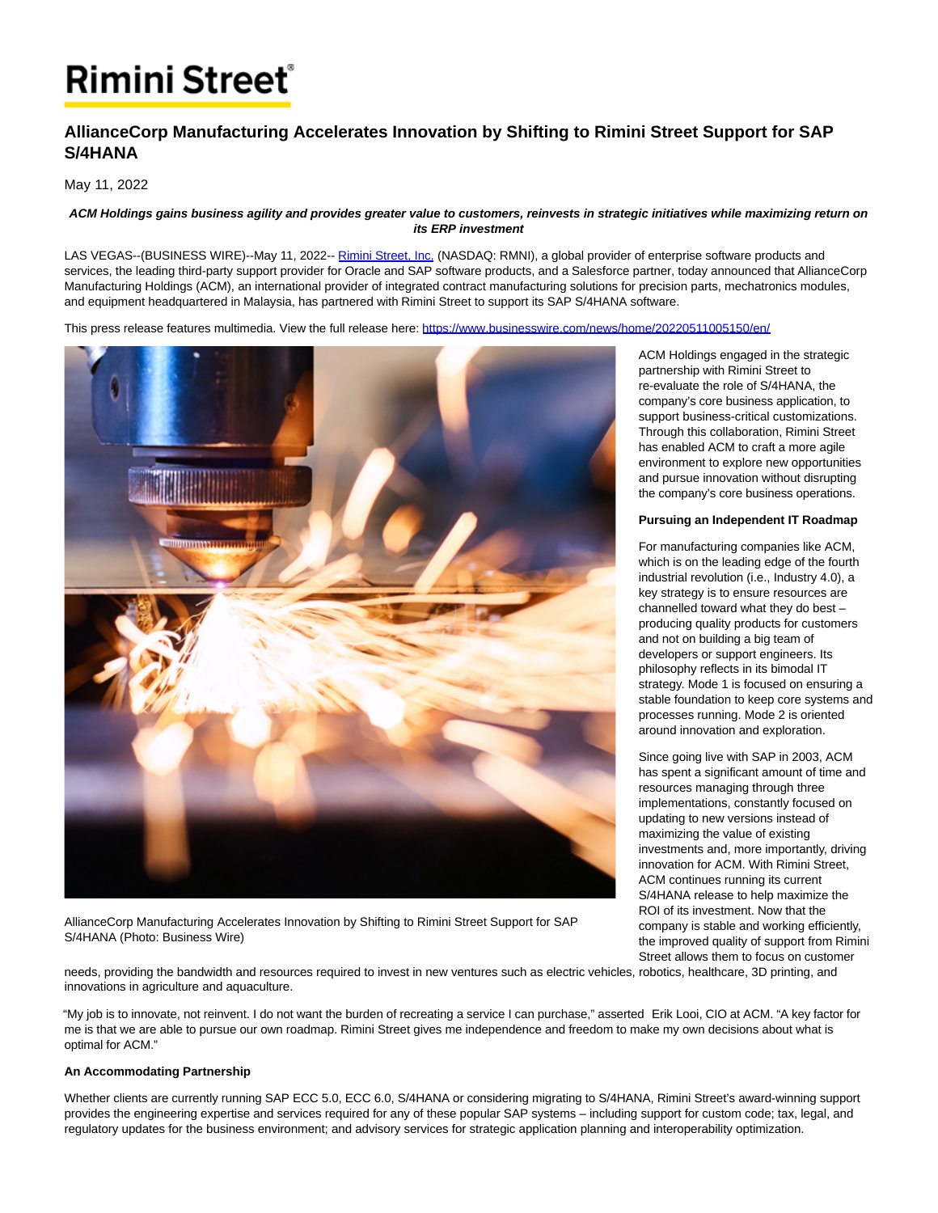# AllianceCorp Manufacturing Accelerates Innovation by Shifting to Rimini Street Support for SAP S/4HANA

May 11, 2022

***ACM Holdings gains business agility and provides greater value to customers, reinvests in strategic initiatives while maximizing return on its ERP investment***

LAS VEGAS--(BUSINESS WIRE)--May 11, 2022-- [Rimini Street, Inc.](Rimini Street, Inc.) (NASDAQ: RMNI), a global provider of enterprise software products and services, the leading third-party support provider for Oracle and SAP software products, and a Salesforce partner, today announced that AllianceCorp Manufacturing Holdings (ACM), an international provider of integrated contract manufacturing solutions for precision parts, mechatronics modules, and equipment headquartered in Malaysia, has partnered with Rimini Street to support its SAP S/4HANA software.

This press release features multimedia. View the full release here: https://www.businesswire.com/news/home/20220511005150/en/

AllianceCorp Manufacturing Accelerates Innovation by Shifting to Rimini Street Support for SAP S/4HANA (Photo: Business Wire)

ACM Holdings engaged in the strategic partnership with Rimini Street to re-evaluate the role of S/4HANA, the company's core business application, to support business-critical customizations. Through this collaboration, Rimini Street has enabled ACM to craft a more agile environment to explore new opportunities and pursue innovation without disrupting the company's core business operations.

**Pursuing an Independent IT Roadmap**

For manufacturing companies like ACM, which is on the leading edge of the fourth industrial revolution (i.e., Industry 4.0), a key strategy is to ensure resources are channelled toward what they do best – producing quality products for customers and not on building a big team of developers or support engineers. Its philosophy reflects in its bimodal IT strategy. Mode 1 is focused on ensuring a stable foundation to keep core systems and processes running. Mode 2 is oriented around innovation and exploration.

Since going live with SAP in 2003, ACM has spent a significant amount of time and resources managing through three implementations, constantly focused on updating to new versions instead of maximizing the value of existing investments and, more importantly, driving innovation for ACM. With Rimini Street, ACM continues running its current S/4HANA release to help maximize the ROI of its investment. Now that the company is stable and working efficiently, the improved quality of support from Rimini Street allows them to focus on customer needs, providing the bandwidth and resources required to invest in new ventures such as electric vehicles, robotics, healthcare, 3D printing, and innovations in agriculture and aquaculture.

"My job is to innovate, not reinvent. I do not want the burden of recreating a service I can purchase," asserted Erik Looi, CIO at ACM. "A key factor for me is that we are able to pursue our own roadmap. Rimini Street gives me independence and freedom to make my own decisions about what is optimal for ACM."

**An Accommodating Partnership**

Whether clients are currently running SAP ECC 5.0, ECC 6.0, S/4HANA or considering migrating to S/4HANA, Rimini Street's award-winning support provides the engineering expertise and services required for any of these popular SAP systems – including support for custom code; tax, legal, and regulatory updates for the business environment; and advisory services for strategic application planning and interoperability optimization.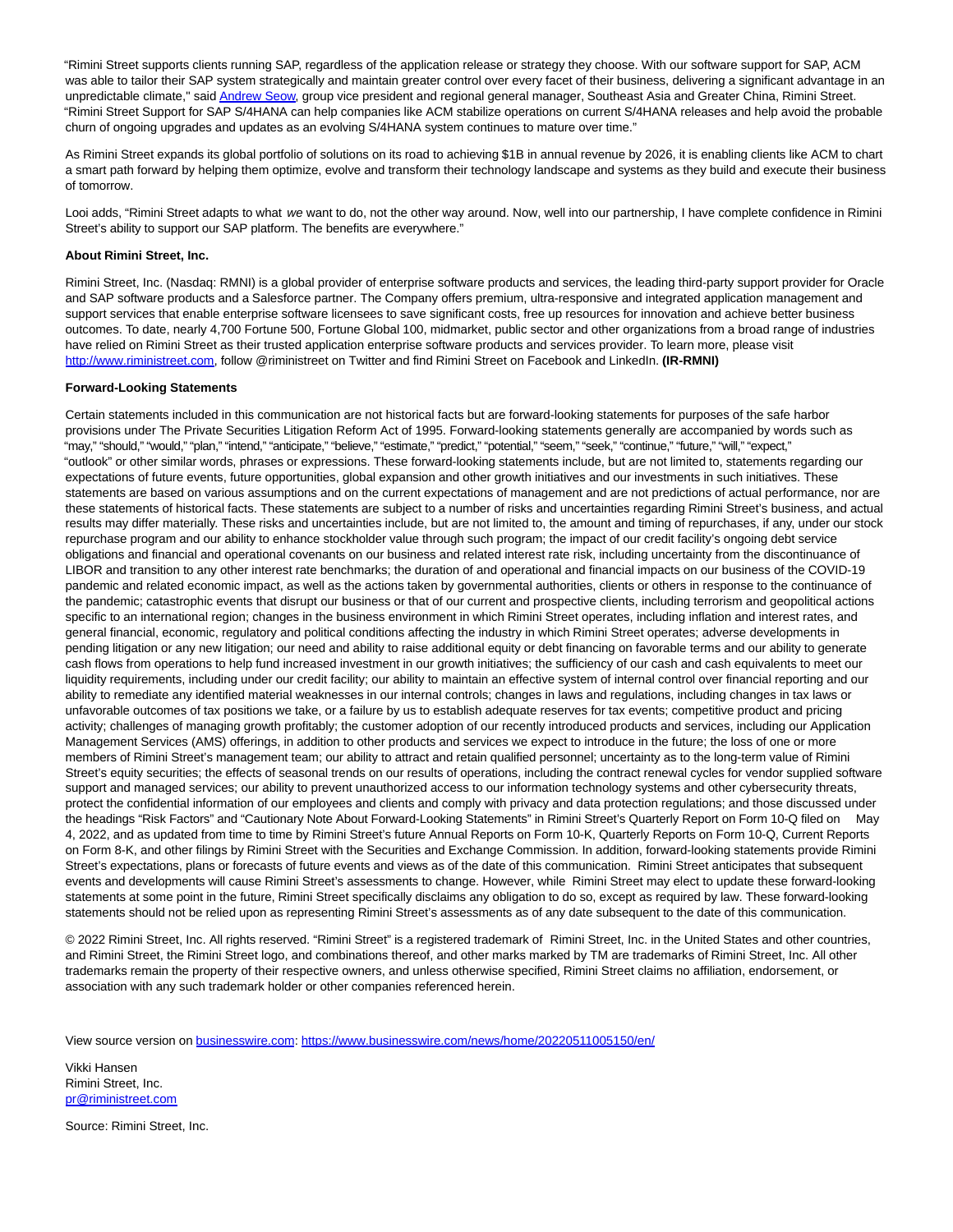"Rimini Street supports clients running SAP, regardless of the application release or strategy they choose. With our software support for SAP, ACM was able to tailor their SAP system strategically and maintain greater control over every facet of their business, delivering a significant advantage in an unpredictable climate," said Andrew Seow, group vice president and regional general manager, Southeast Asia and Greater China, Rimini Street. "Rimini Street Support for SAP S/4HANA can help companies like ACM stabilize operations on current S/4HANA releases and help avoid the probable churn of ongoing upgrades and updates as an evolving S/4HANA system continues to mature over time."

As Rimini Street expands its global portfolio of solutions on its road to achieving $1B in annual revenue by 2026, it is enabling clients like ACM to chart a smart path forward by helping them optimize, evolve and transform their technology landscape and systems as they build and execute their business of tomorrow.

Looi adds, "Rimini Street adapts to what *we* want to do, not the other way around. Now, well into our partnership, I have complete confidence in Rimini Street's ability to support our SAP platform. The benefits are everywhere."

**About Rimini Street, Inc.**

Rimini Street, Inc. (Nasdaq: RMNI) is a global provider of enterprise software products and services, the leading third-party support provider for Oracle and SAP software products and a Salesforce partner. The Company offers premium, ultra-responsive and integrated application management and support services that enable enterprise software licensees to save significant costs, free up resources for innovation and achieve better business outcomes. To date, nearly 4,700 Fortune 500, Fortune Global 100, midmarket, public sector and other organizations from a broad range of industries have relied on Rimini Street as their trusted application enterprise software products and services provider. To learn more, please visit http://www.riministreet.com, follow @riministreet on Twitter and find Rimini Street on Facebook and LinkedIn. **(IR-RMNI)**

**Forward-Looking Statements**

Certain statements included in this communication are not historical facts but are forward-looking statements for purposes of the safe harbor provisions under The Private Securities Litigation Reform Act of 1995. Forward-looking statements generally are accompanied by words such as "may," "should," "would," "plan," "intend," "anticipate," "believe," "estimate," "predict," "potential," "seem," "seek," "continue," "future," "will," "expect," "outlook" or other similar words, phrases or expressions. These forward-looking statements include, but are not limited to, statements regarding our expectations of future events, future opportunities, global expansion and other growth initiatives and our investments in such initiatives. These statements are based on various assumptions and on the current expectations of management and are not predictions of actual performance, nor are these statements of historical facts. These statements are subject to a number of risks and uncertainties regarding Rimini Street's business, and actual results may differ materially. These risks and uncertainties include, but are not limited to, the amount and timing of repurchases, if any, under our stock repurchase program and our ability to enhance stockholder value through such program; the impact of our credit facility's ongoing debt service obligations and financial and operational covenants on our business and related interest rate risk, including uncertainty from the discontinuance of LIBOR and transition to any other interest rate benchmarks; the duration of and operational and financial impacts on our business of the COVID-19 pandemic and related economic impact, as well as the actions taken by governmental authorities, clients or others in response to the continuance of the pandemic; catastrophic events that disrupt our business or that of our current and prospective clients, including terrorism and geopolitical actions specific to an international region; changes in the business environment in which Rimini Street operates, including inflation and interest rates, and general financial, economic, regulatory and political conditions affecting the industry in which Rimini Street operates; adverse developments in pending litigation or any new litigation; our need and ability to raise additional equity or debt financing on favorable terms and our ability to generate cash flows from operations to help fund increased investment in our growth initiatives; the sufficiency of our cash and cash equivalents to meet our liquidity requirements, including under our credit facility; our ability to maintain an effective system of internal control over financial reporting and our ability to remediate any identified material weaknesses in our internal controls; changes in laws and regulations, including changes in tax laws or unfavorable outcomes of tax positions we take, or a failure by us to establish adequate reserves for tax events; competitive product and pricing activity; challenges of managing growth profitably; the customer adoption of our recently introduced products and services, including our Application Management Services (AMS) offerings, in addition to other products and services we expect to introduce in the future; the loss of one or more members of Rimini Street's management team; our ability to attract and retain qualified personnel; uncertainty as to the long-term value of Rimini Street's equity securities; the effects of seasonal trends on our results of operations, including the contract renewal cycles for vendor supplied software support and managed services; our ability to prevent unauthorized access to our information technology systems and other cybersecurity threats, protect the confidential information of our employees and clients and comply with privacy and data protection regulations; and those discussed under the headings "Risk Factors" and "Cautionary Note About Forward-Looking Statements" in Rimini Street's Quarterly Report on Form 10-Q filed on May 4, 2022, and as updated from time to time by Rimini Street's future Annual Reports on Form 10-K, Quarterly Reports on Form 10-Q, Current Reports on Form 8-K, and other filings by Rimini Street with the Securities and Exchange Commission. In addition, forward-looking statements provide Rimini Street's expectations, plans or forecasts of future events and views as of the date of this communication. Rimini Street anticipates that subsequent events and developments will cause Rimini Street's assessments to change. However, while Rimini Street may elect to update these forward-looking statements at some point in the future, Rimini Street specifically disclaims any obligation to do so, except as required by law. These forward-looking statements should not be relied upon as representing Rimini Street's assessments as of any date subsequent to the date of this communication.

© 2022 Rimini Street, Inc. All rights reserved. "Rimini Street" is a registered trademark of Rimini Street, Inc. in the United States and other countries, and Rimini Street, the Rimini Street logo, and combinations thereof, and other marks marked by TM are trademarks of Rimini Street, Inc. All other trademarks remain the property of their respective owners, and unless otherwise specified, Rimini Street claims no affiliation, endorsement, or association with any such trademark holder or other companies referenced herein.

View source version on businesswire.com: https://www.businesswire.com/news/home/20220511005150/en/

Vikki Hansen
Rimini Street, Inc.
pr@riministreet.com

Source: Rimini Street, Inc.